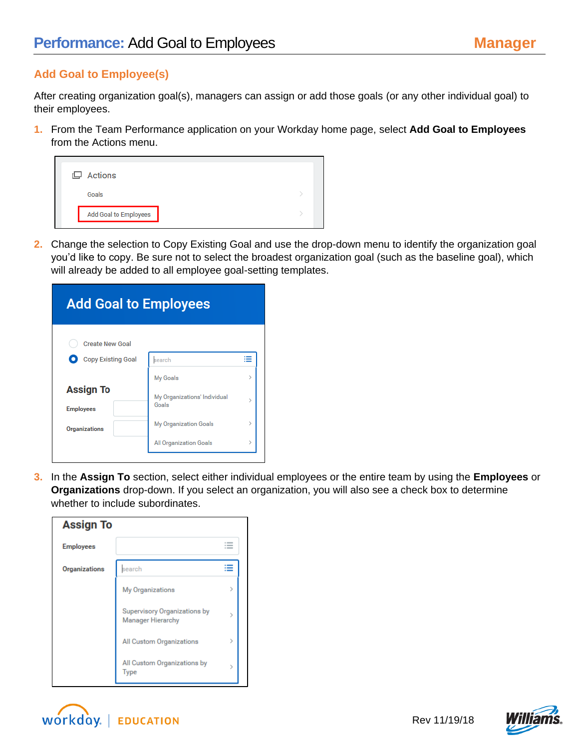# **Performance:** Add Goal to Employees

**Manager**

## Add Goal to Employee(s)

After creating organization goal(s), managers can assign or add those goals (or any other individual goal) to their employees.

1. From the Team Performance application on your Workday home page, select **Add Goal to Employees** from the Actions menu.

   Actions
   - Goals
   - Add Goal to Employees

2. Change the selection to Copy Existing Goal and use the drop-down menu to identify the organization goal you'd like to copy. Be sure not to select the broadest organization goal (such as the baseline goal), which will already be added to all employee goal-setting templates.

   **Add Goal to Employees**
   - Create New Goal
   - Copy Existing Goal — search
     - My Goals
     - My Organizations' Individual Goals
     - My Organization Goals
     - All Organization Goals

   **Assign To**
   - Employees
   - Organizations

3. In the **Assign To** section, select either individual employees or the entire team by using the **Employees** or **Organizations** drop-down. If you select an organization, you will also see a check box to determine whether to include subordinates.

   **Assign To**
   - Employees
   - Organizations — search
     - My Organizations
     - Supervisory Organizations by Manager Hierarchy
     - All Custom Organizations
     - All Custom Organizations by Type

workday. | EDUCATION

Rev 11/19/18

Williams.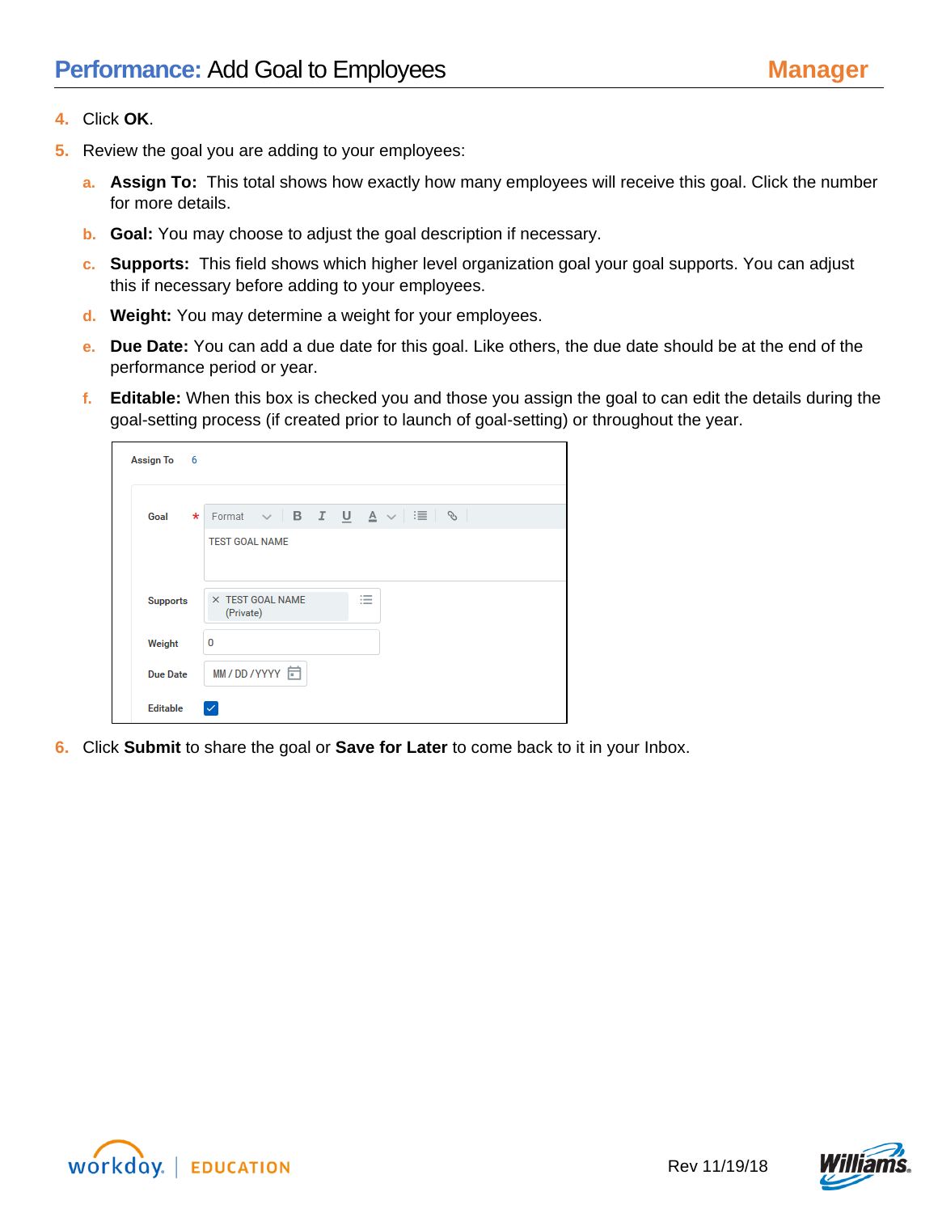4. Click **OK**.
5. Review the goal you are adding to your employees:
   a. **Assign To:** This total shows how exactly how many employees will receive this goal. Click the number for more details.
   b. **Goal:** You may choose to adjust the goal description if necessary.
   c. **Supports:** This field shows which higher level organization goal your goal supports. You can adjust this if necessary before adding to your employees.
   d. **Weight:** You may determine a weight for your employees.
   e. **Due Date:** You can add a due date for this goal. Like others, the due date should be at the end of the performance period or year.
   f. **Editable:** When this box is checked you and those you assign the goal to can edit the details during the goal-setting process (if created prior to launch of goal-setting) or throughout the year.

Assign To 6

Goal * Format B I U A

TEST GOAL NAME

Supports × TEST GOAL NAME (Private)

Weight 0

Due Date MM / DD / YYYY

Editable

6. Click **Submit** to share the goal or **Save for Later** to come back to it in your Inbox.